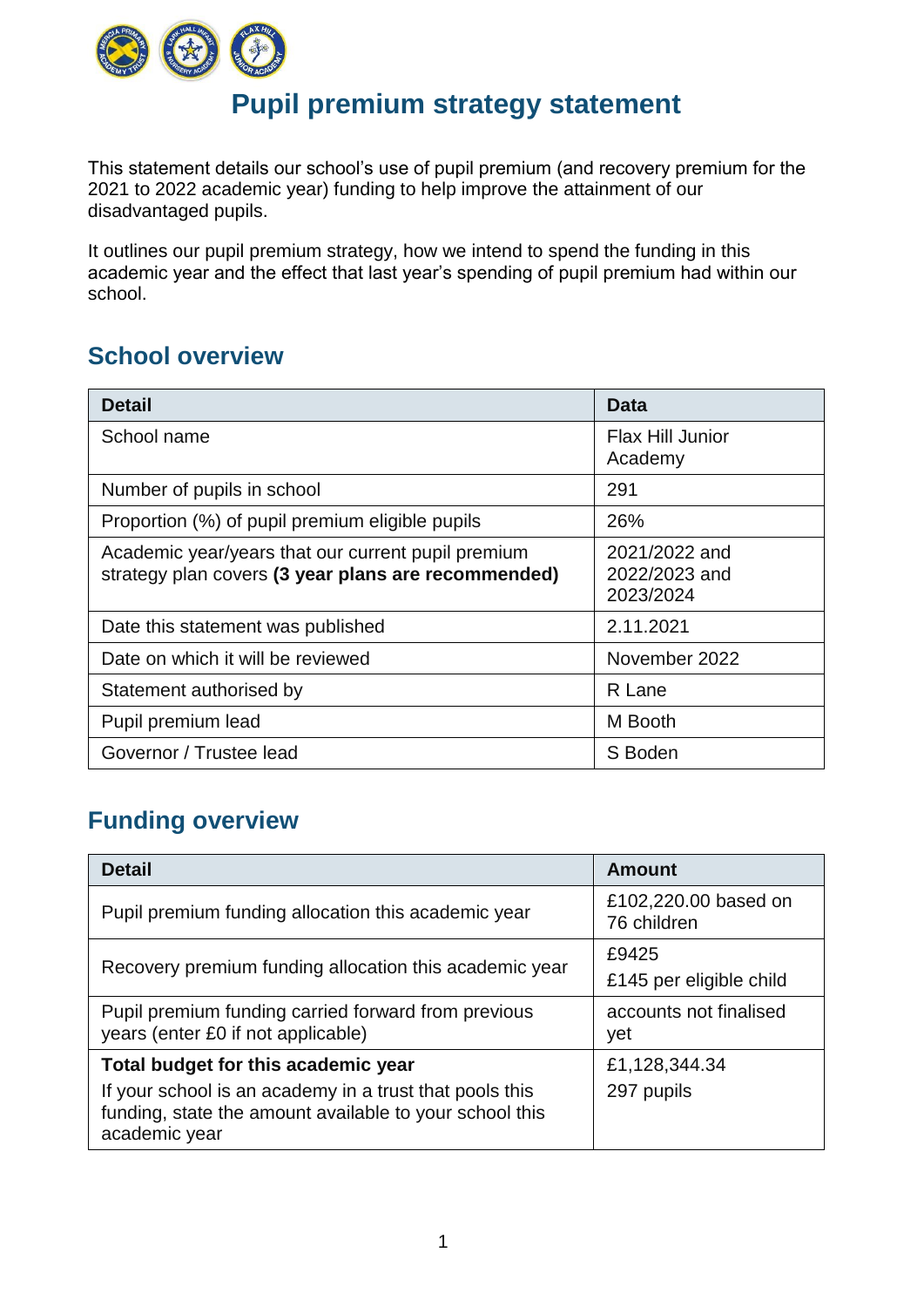# Pupil premium strategy statement

This statement details our school's use of pupil premium (and recovery premium for the 2021 to 2022 academic year) funding to help improve the attainment of our disadvantaged pupils.

It outlines our pupil premium strategy, how we intend to spend the funding in this academic year and the effect that last year's spending of pupil premium had within our school.

## School overview

| Detail | Data |
|---|---|
| School name | Flax Hill Junior Academy |
| Number of pupils in school | 291 |
| Proportion (%) of pupil premium eligible pupils | 26% |
| Academic year/years that our current pupil premium strategy plan covers **(3 year plans are recommended)** | 2021/2022 and 2022/2023 and 2023/2024 |
| Date this statement was published | 2.11.2021 |
| Date on which it will be reviewed | November 2022 |
| Statement authorised by | R Lane |
| Pupil premium lead | M Booth |
| Governor / Trustee lead | S Boden |

## Funding overview

| Detail | Amount |
|---|---|
| Pupil premium funding allocation this academic year | £102,220.00 based on 76 children |
| Recovery premium funding allocation this academic year | £9425<br>£145 per eligible child |
| Pupil premium funding carried forward from previous years (enter £0 if not applicable) | accounts not finalised yet |
| **Total budget for this academic year**<br>If your school is an academy in a trust that pools this funding, state the amount available to your school this academic year | £1,128,344.34<br>297 pupils |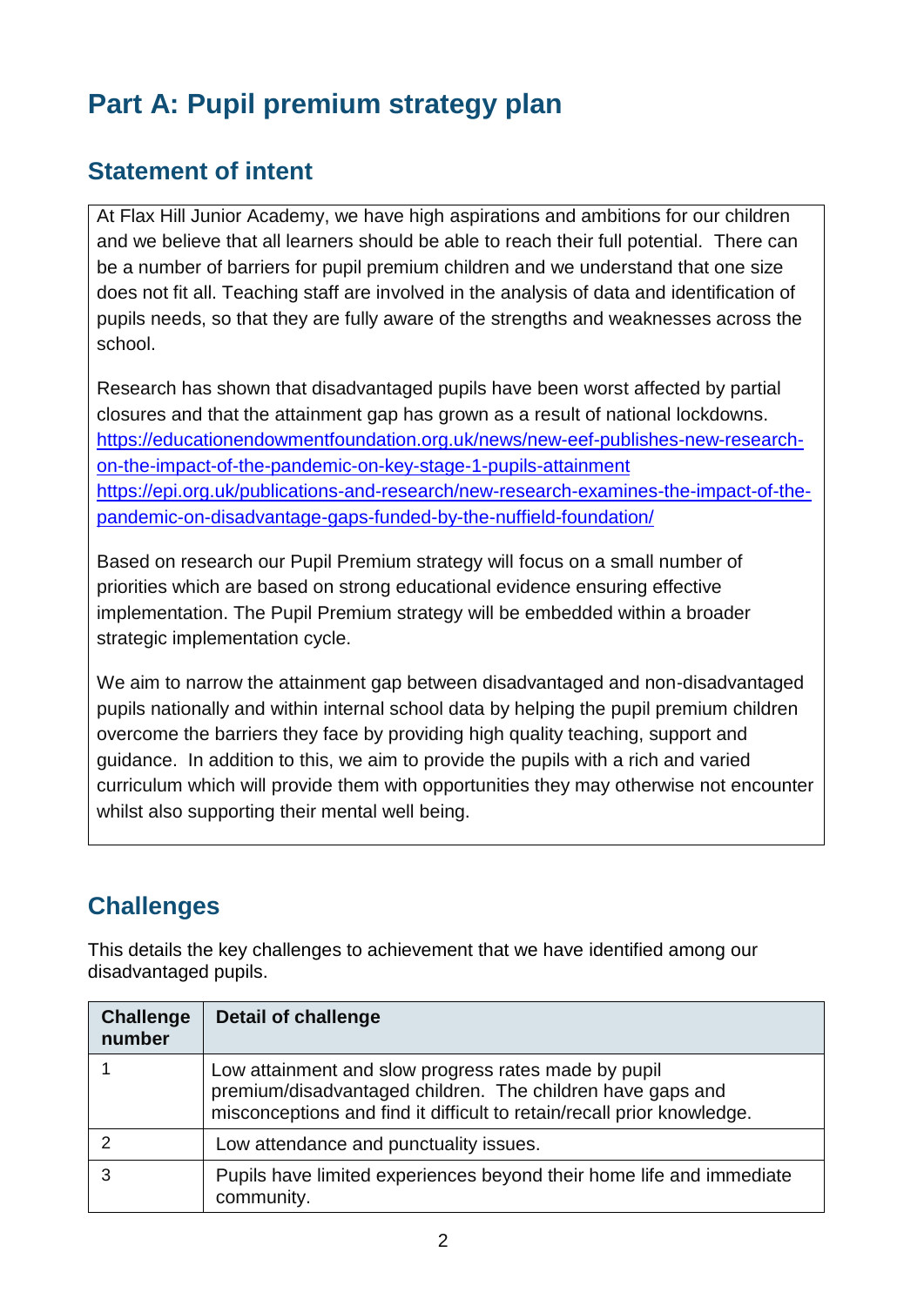# Part A: Pupil premium strategy plan

## Statement of intent

At Flax Hill Junior Academy, we have high aspirations and ambitions for our children and we believe that all learners should be able to reach their full potential. There can be a number of barriers for pupil premium children and we understand that one size does not fit all. Teaching staff are involved in the analysis of data and identification of pupils needs, so that they are fully aware of the strengths and weaknesses across the school.

Research has shown that disadvantaged pupils have been worst affected by partial closures and that the attainment gap has grown as a result of national lockdowns. https://educationendowmentfoundation.org.uk/news/new-eef-publishes-new-research-on-the-impact-of-the-pandemic-on-key-stage-1-pupils-attainment https://epi.org.uk/publications-and-research/new-research-examines-the-impact-of-the-pandemic-on-disadvantage-gaps-funded-by-the-nuffield-foundation/

Based on research our Pupil Premium strategy will focus on a small number of priorities which are based on strong educational evidence ensuring effective implementation. The Pupil Premium strategy will be embedded within a broader strategic implementation cycle.

We aim to narrow the attainment gap between disadvantaged and non-disadvantaged pupils nationally and within internal school data by helping the pupil premium children overcome the barriers they face by providing high quality teaching, support and guidance. In addition to this, we aim to provide the pupils with a rich and varied curriculum which will provide them with opportunities they may otherwise not encounter whilst also supporting their mental well being.

## Challenges

This details the key challenges to achievement that we have identified among our disadvantaged pupils.

| Challenge number | Detail of challenge |
|---|---|
| 1 | Low attainment and slow progress rates made by pupil premium/disadvantaged children. The children have gaps and misconceptions and find it difficult to retain/recall prior knowledge. |
| 2 | Low attendance and punctuality issues. |
| 3 | Pupils have limited experiences beyond their home life and immediate community. |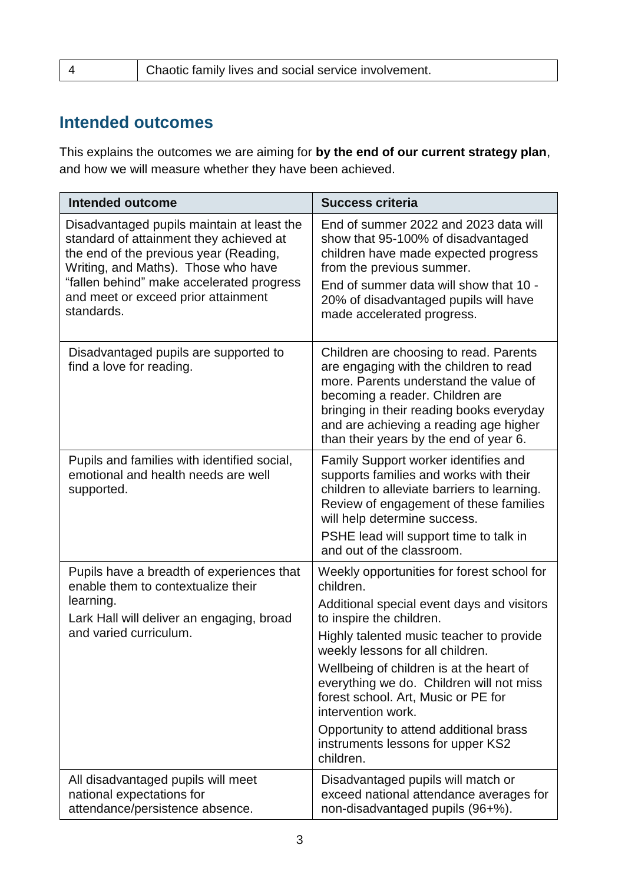| 4 | Chaotic family lives and social service involvement. |
|---|---|

## Intended outcomes

This explains the outcomes we are aiming for **by the end of our current strategy plan**, and how we will measure whether they have been achieved.

| Intended outcome | Success criteria |
|---|---|
| Disadvantaged pupils maintain at least the standard of attainment they achieved at the end of the previous year (Reading, Writing, and Maths). Those who have "fallen behind" make accelerated progress and meet or exceed prior attainment standards. | End of summer 2022 and 2023 data will show that 95-100% of disadvantaged children have made expected progress from the previous summer.<br>End of summer data will show that 10 - 20% of disadvantaged pupils will have made accelerated progress. |
| Disadvantaged pupils are supported to find a love for reading. | Children are choosing to read. Parents are engaging with the children to read more. Parents understand the value of becoming a reader. Children are bringing in their reading books everyday and are achieving a reading age higher than their years by the end of year 6. |
| Pupils and families with identified social, emotional and health needs are well supported. | Family Support worker identifies and supports families and works with their children to alleviate barriers to learning. Review of engagement of these families will help determine success.<br>PSHE lead will support time to talk in and out of the classroom. |
| Pupils have a breadth of experiences that enable them to contextualize their learning.<br>Lark Hall will deliver an engaging, broad and varied curriculum. | Weekly opportunities for forest school for children.<br>Additional special event days and visitors to inspire the children.<br>Highly talented music teacher to provide weekly lessons for all children.<br>Wellbeing of children is at the heart of everything we do. Children will not miss forest school. Art, Music or PE for intervention work.<br>Opportunity to attend additional brass instruments lessons for upper KS2 children. |
| All disadvantaged pupils will meet national expectations for attendance/persistence absence. | Disadvantaged pupils will match or exceed national attendance averages for non-disadvantaged pupils (96+%). |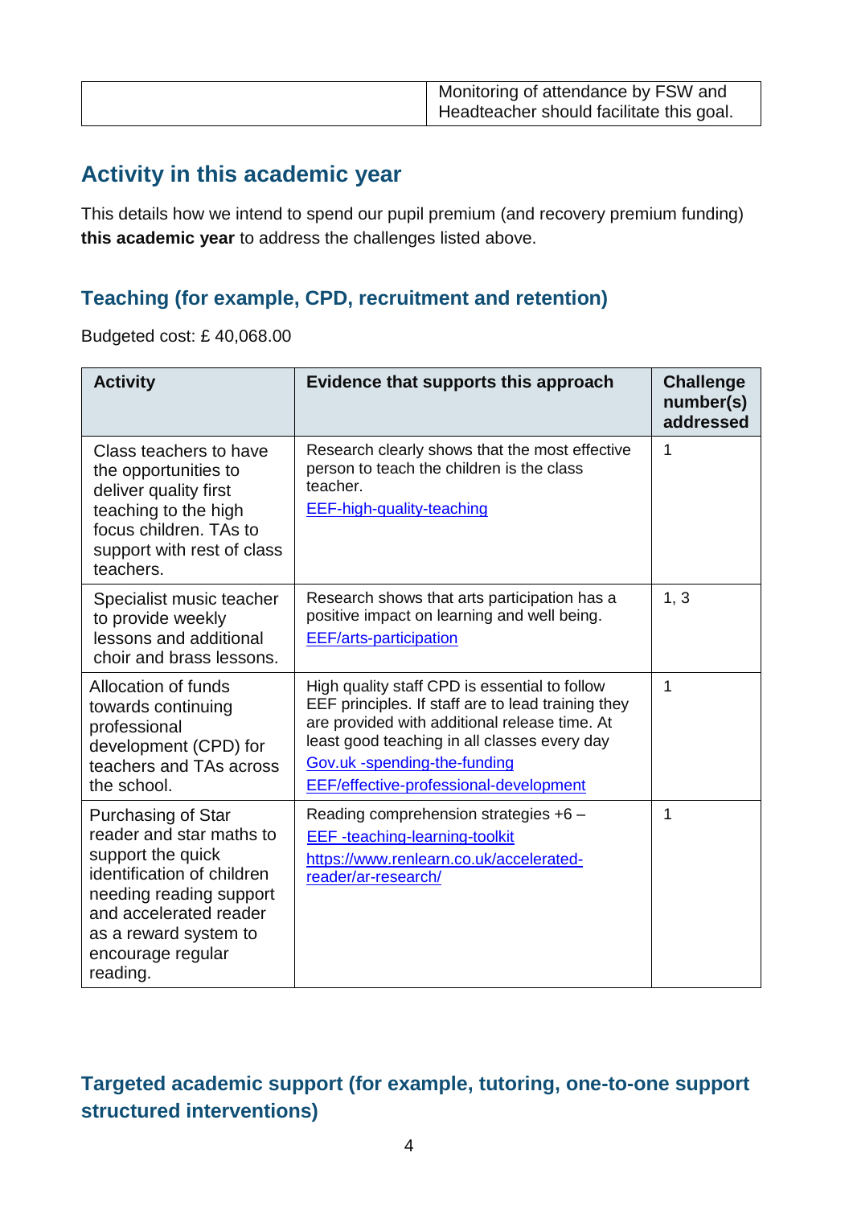| | Monitoring of attendance by FSW and Headteacher should facilitate this goal. |
|---|---|

## Activity in this academic year

This details how we intend to spend our pupil premium (and recovery premium funding) **this academic year** to address the challenges listed above.

### Teaching (for example, CPD, recruitment and retention)

Budgeted cost: £ 40,068.00

| Activity | Evidence that supports this approach | Challenge number(s) addressed |
|---|---|---|
| Class teachers to have the opportunities to deliver quality first teaching to the high focus children. TAs to support with rest of class teachers. | Research clearly shows that the most effective person to teach the children is the class teacher. [EEF-high-quality-teaching](EEF-high-quality-teaching) | 1 |
| Specialist music teacher to provide weekly lessons and additional choir and brass lessons. | Research shows that arts participation has a positive impact on learning and well being. [EEF/arts-participation](EEF/arts-participation) | 1, 3 |
| Allocation of funds towards continuing professional development (CPD) for teachers and TAs across the school. | High quality staff CPD is essential to follow EEF principles. If staff are to lead training they are provided with additional release time. At least good teaching in all classes every day [Gov.uk -spending-the-funding](Gov.uk -spending-the-funding) [EEF/effective-professional-development](EEF/effective-professional-development) | 1 |
| Purchasing of Star reader and star maths to support the quick identification of children needing reading support and accelerated reader as a reward system to encourage regular reading. | Reading comprehension strategies +6 – [EEF -teaching-learning-toolkit](EEF -teaching-learning-toolkit) https://www.renlearn.co.uk/accelerated-reader/ar-research/ | 1 |

### Targeted academic support (for example, tutoring, one-to-one support structured interventions)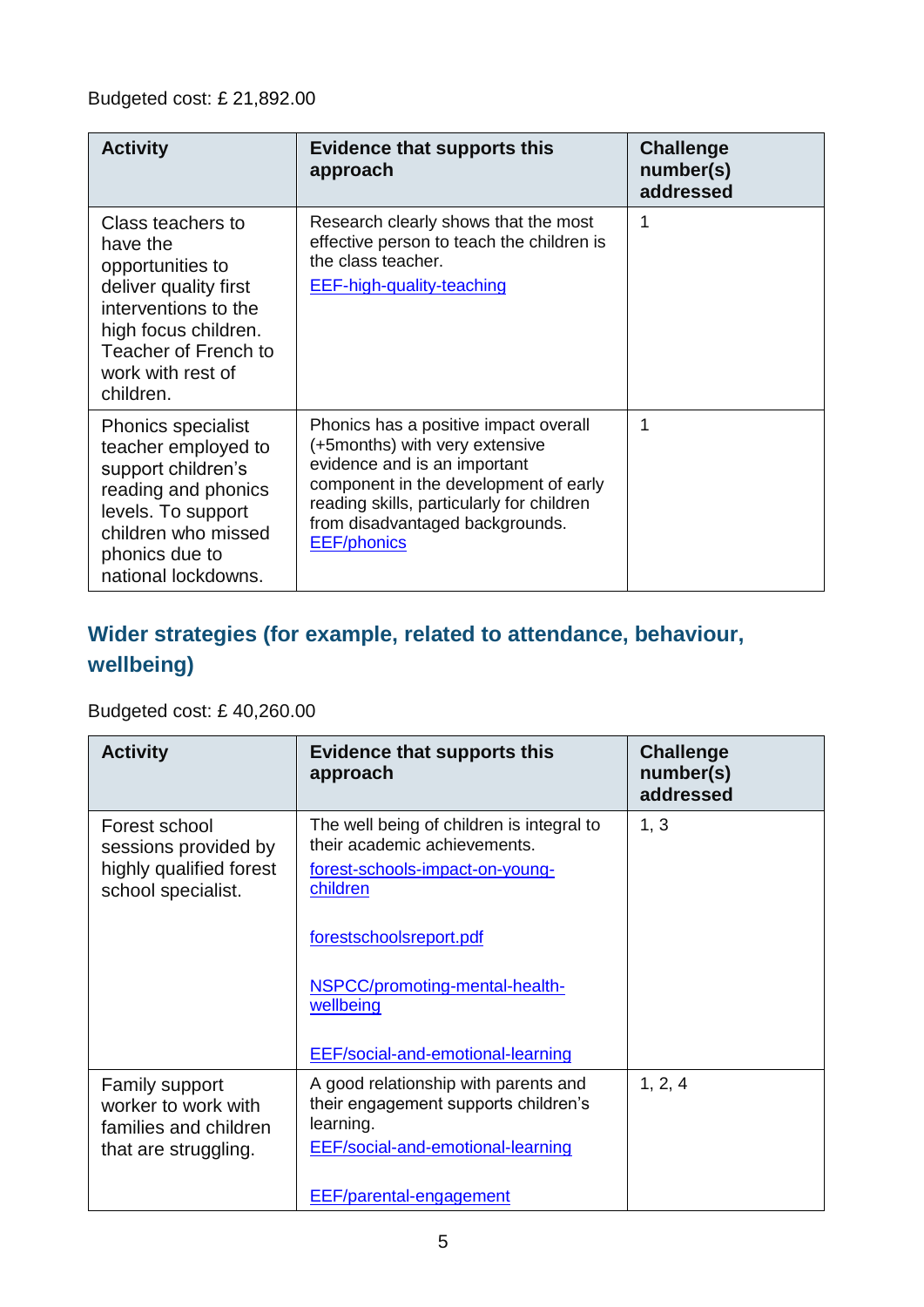Budgeted cost: £ 21,892.00

| Activity | Evidence that supports this approach | Challenge number(s) addressed |
| --- | --- | --- |
| Class teachers to have the opportunities to deliver quality first interventions to the high focus children. Teacher of French to work with rest of children. | Research clearly shows that the most effective person to teach the children is the class teacher.<br>EEF-high-quality-teaching | 1 |
| Phonics specialist teacher employed to support children's reading and phonics levels. To support children who missed phonics due to national lockdowns. | Phonics has a positive impact overall (+5months) with very extensive evidence and is an important component in the development of early reading skills, particularly for children from disadvantaged backgrounds.<br>EEF/phonics | 1 |

## Wider strategies (for example, related to attendance, behaviour, wellbeing)

Budgeted cost: £ 40,260.00

| Activity | Evidence that supports this approach | Challenge number(s) addressed |
| --- | --- | --- |
| Forest school sessions provided by highly qualified forest school specialist. | The well being of children is integral to their academic achievements.<br>forest-schools-impact-on-young-children<br><br>forestschoolsreport.pdf<br><br>NSPCC/promoting-mental-health-wellbeing<br><br>EEF/social-and-emotional-learning | 1, 3 |
| Family support worker to work with families and children that are struggling. | A good relationship with parents and their engagement supports children's learning.<br>EEF/social-and-emotional-learning<br><br>EEF/parental-engagement | 1, 2, 4 |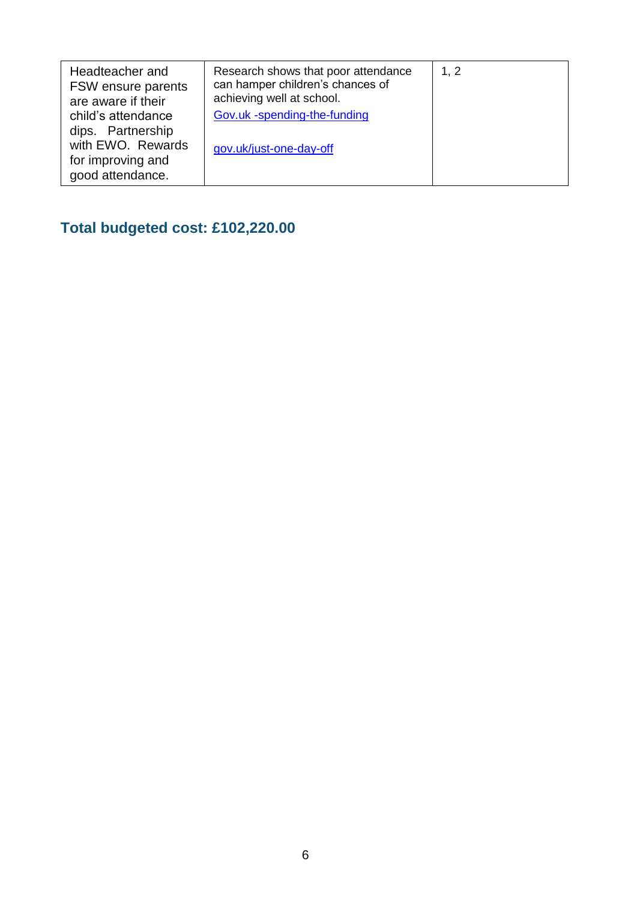| | | |
|---|---|---|
| Headteacher and FSW ensure parents are aware if their child's attendance dips. Partnership with EWO. Rewards for improving and good attendance. | Research shows that poor attendance can hamper children's chances of achieving well at school.<br>Gov.uk -spending-the-funding<br><br>gov.uk/just-one-day-off | 1, 2 |

## Total budgeted cost: £102,220.00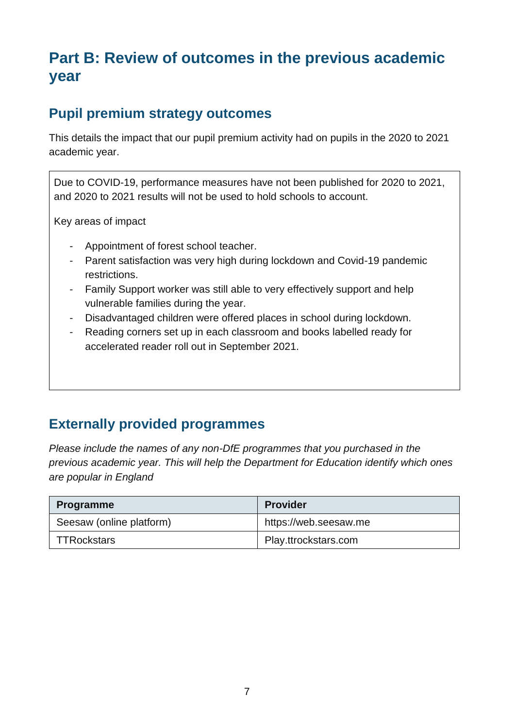# Part B: Review of outcomes in the previous academic year

## Pupil premium strategy outcomes

This details the impact that our pupil premium activity had on pupils in the 2020 to 2021 academic year.

Due to COVID-19, performance measures have not been published for 2020 to 2021, and 2020 to 2021 results will not be used to hold schools to account.

Key areas of impact

- Appointment of forest school teacher.
- Parent satisfaction was very high during lockdown and Covid-19 pandemic restrictions.
- Family Support worker was still able to very effectively support and help vulnerable families during the year.
- Disadvantaged children were offered places in school during lockdown.
- Reading corners set up in each classroom and books labelled ready for accelerated reader roll out in September 2021.

## Externally provided programmes

*Please include the names of any non-DfE programmes that you purchased in the previous academic year. This will help the Department for Education identify which ones are popular in England*

| Programme | Provider |
|---|---|
| Seesaw (online platform) | https://web.seesaw.me |
| TTRockstars | Play.ttrockstars.com |